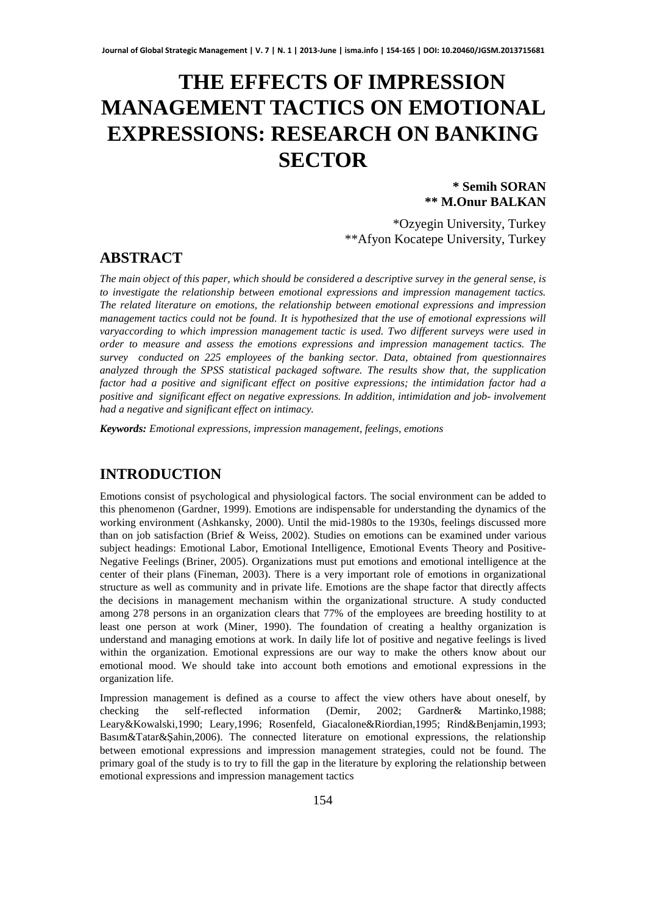# THE EFFECTS OF IMPRESSION MANAGEMENT TACTICS ON EMOTIONAL EXPRESSIONS: RESEARCH ON BANKING SECTOR

**\* Semih SORAN**
**\*\* M.Onur BALKAN**

\*Ozyegin University, Turkey
\*\*Afyon Kocatepe University, Turkey

## ABSTRACT

*The main object of this paper, which should be considered a descriptive survey in the general sense, is to investigate the relationship between emotional expressions and impression management tactics. The related literature on emotions, the relationship between emotional expressions and impression management tactics could not be found. It is hypothesized that the use of emotional expressions will varyaccording to which impression management tactic is used. Two different surveys were used in order to measure and assess the emotions expressions and impression management tactics. The survey conducted on 225 employees of the banking sector. Data, obtained from questionnaires analyzed through the SPSS statistical packaged software. The results show that, the supplication factor had a positive and significant effect on positive expressions; the intimidation factor had a positive and significant effect on negative expressions. In addition, intimidation and job- involvement had a negative and significant effect on intimacy.*

***Keywords:*** *Emotional expressions, impression management, feelings, emotions*

## INTRODUCTION

Emotions consist of psychological and physiological factors. The social environment can be added to this phenomenon (Gardner, 1999). Emotions are indispensable for understanding the dynamics of the working environment (Ashkansky, 2000). Until the mid-1980s to the 1930s, feelings discussed more than on job satisfaction (Brief & Weiss, 2002). Studies on emotions can be examined under various subject headings: Emotional Labor, Emotional Intelligence, Emotional Events Theory and Positive-Negative Feelings (Briner, 2005). Organizations must put emotions and emotional intelligence at the center of their plans (Fineman, 2003). There is a very important role of emotions in organizational structure as well as community and in private life. Emotions are the shape factor that directly affects the decisions in management mechanism within the organizational structure. A study conducted among 278 persons in an organization clears that 77% of the employees are breeding hostility to at least one person at work (Miner, 1990). The foundation of creating a healthy organization is understand and managing emotions at work. In daily life lot of positive and negative feelings is lived within the organization. Emotional expressions are our way to make the others know about our emotional mood. We should take into account both emotions and emotional expressions in the organization life.

Impression management is defined as a course to affect the view others have about oneself, by checking the self-reflected information (Demir, 2002; Gardner& Martinko,1988; Leary&Kowalski,1990; Leary,1996; Rosenfeld, Giacalone&Riordian,1995; Rind&Benjamin,1993; Basım&Tatar&Şahin,2006). The connected literature on emotional expressions, the relationship between emotional expressions and impression management strategies, could not be found. The primary goal of the study is to try to fill the gap in the literature by exploring the relationship between emotional expressions and impression management tactics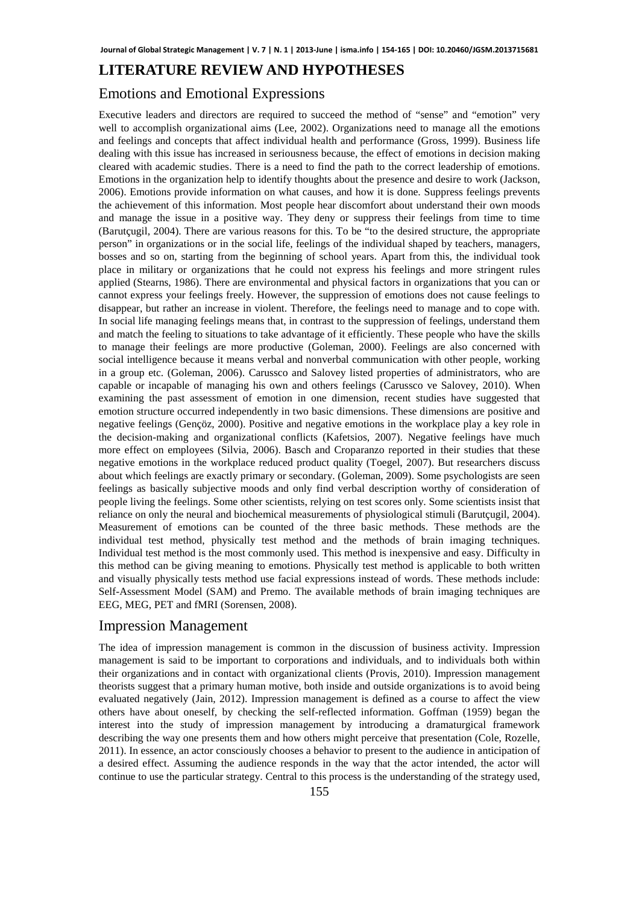## LITERATURE REVIEW AND HYPOTHESES

### Emotions and Emotional Expressions

Executive leaders and directors are required to succeed the method of "sense" and "emotion" very well to accomplish organizational aims (Lee, 2002). Organizations need to manage all the emotions and feelings and concepts that affect individual health and performance (Gross, 1999). Business life dealing with this issue has increased in seriousness because, the effect of emotions in decision making cleared with academic studies. There is a need to find the path to the correct leadership of emotions. Emotions in the organization help to identify thoughts about the presence and desire to work (Jackson, 2006). Emotions provide information on what causes, and how it is done. Suppress feelings prevents the achievement of this information. Most people hear discomfort about understand their own moods and manage the issue in a positive way. They deny or suppress their feelings from time to time (Barutçugil, 2004). There are various reasons for this. To be "to the desired structure, the appropriate person" in organizations or in the social life, feelings of the individual shaped by teachers, managers, bosses and so on, starting from the beginning of school years. Apart from this, the individual took place in military or organizations that he could not express his feelings and more stringent rules applied (Stearns, 1986). There are environmental and physical factors in organizations that you can or cannot express your feelings freely. However, the suppression of emotions does not cause feelings to disappear, but rather an increase in violent. Therefore, the feelings need to manage and to cope with. In social life managing feelings means that, in contrast to the suppression of feelings, understand them and match the feeling to situations to take advantage of it efficiently. These people who have the skills to manage their feelings are more productive (Goleman, 2000). Feelings are also concerned with social intelligence because it means verbal and nonverbal communication with other people, working in a group etc. (Goleman, 2006). Carussco and Salovey listed properties of administrators, who are capable or incapable of managing his own and others feelings (Carussco ve Salovey, 2010). When examining the past assessment of emotion in one dimension, recent studies have suggested that emotion structure occurred independently in two basic dimensions. These dimensions are positive and negative feelings (Gençöz, 2000). Positive and negative emotions in the workplace play a key role in the decision-making and organizational conflicts (Kafetsios, 2007). Negative feelings have much more effect on employees (Silvia, 2006). Basch and Croparanzo reported in their studies that these negative emotions in the workplace reduced product quality (Toegel, 2007). But researchers discuss about which feelings are exactly primary or secondary. (Goleman, 2009). Some psychologists are seen feelings as basically subjective moods and only find verbal description worthy of consideration of people living the feelings. Some other scientists, relying on test scores only. Some scientists insist that reliance on only the neural and biochemical measurements of physiological stimuli (Barutçugil, 2004). Measurement of emotions can be counted of the three basic methods. These methods are the individual test method, physically test method and the methods of brain imaging techniques. Individual test method is the most commonly used. This method is inexpensive and easy. Difficulty in this method can be giving meaning to emotions. Physically test method is applicable to both written and visually physically tests method use facial expressions instead of words. These methods include: Self-Assessment Model (SAM) and Premo. The available methods of brain imaging techniques are EEG, MEG, PET and fMRI (Sorensen, 2008).

### Impression Management

The idea of impression management is common in the discussion of business activity. Impression management is said to be important to corporations and individuals, and to individuals both within their organizations and in contact with organizational clients (Provis, 2010). Impression management theorists suggest that a primary human motive, both inside and outside organizations is to avoid being evaluated negatively (Jain, 2012). Impression management is defined as a course to affect the view others have about oneself, by checking the self-reflected information. Goffman (1959) began the interest into the study of impression management by introducing a dramaturgical framework describing the way one presents them and how others might perceive that presentation (Cole, Rozelle, 2011). In essence, an actor consciously chooses a behavior to present to the audience in anticipation of a desired effect. Assuming the audience responds in the way that the actor intended, the actor will continue to use the particular strategy. Central to this process is the understanding of the strategy used,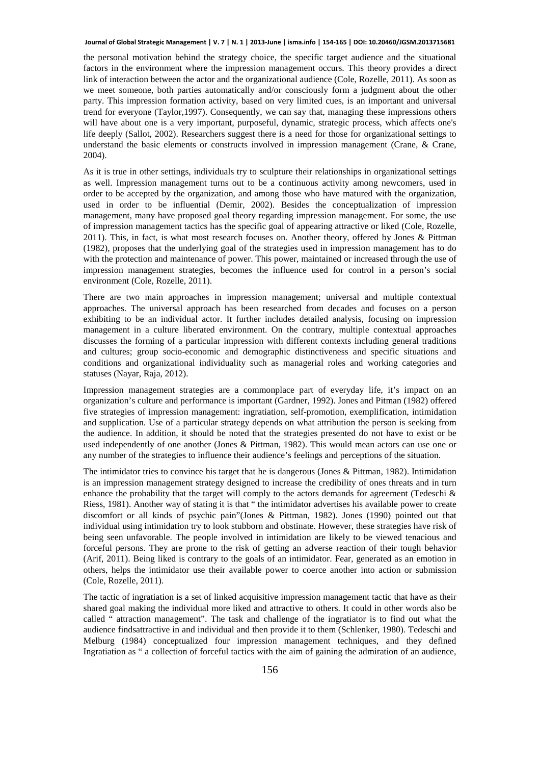the personal motivation behind the strategy choice, the specific target audience and the situational factors in the environment where the impression management occurs. This theory provides a direct link of interaction between the actor and the organizational audience (Cole, Rozelle, 2011). As soon as we meet someone, both parties automatically and/or consciously form a judgment about the other party. This impression formation activity, based on very limited cues, is an important and universal trend for everyone (Taylor,1997). Consequently, we can say that, managing these impressions others will have about one is a very important, purposeful, dynamic, strategic process, which affects one's life deeply (Sallot, 2002). Researchers suggest there is a need for those for organizational settings to understand the basic elements or constructs involved in impression management (Crane, & Crane, 2004).

As it is true in other settings, individuals try to sculpture their relationships in organizational settings as well. Impression management turns out to be a continuous activity among newcomers, used in order to be accepted by the organization, and among those who have matured with the organization, used in order to be influential (Demir, 2002). Besides the conceptualization of impression management, many have proposed goal theory regarding impression management. For some, the use of impression management tactics has the specific goal of appearing attractive or liked (Cole, Rozelle, 2011). This, in fact, is what most research focuses on. Another theory, offered by Jones & Pittman (1982), proposes that the underlying goal of the strategies used in impression management has to do with the protection and maintenance of power. This power, maintained or increased through the use of impression management strategies, becomes the influence used for control in a person's social environment (Cole, Rozelle, 2011).

There are two main approaches in impression management; universal and multiple contextual approaches. The universal approach has been researched from decades and focuses on a person exhibiting to be an individual actor. It further includes detailed analysis, focusing on impression management in a culture liberated environment. On the contrary, multiple contextual approaches discusses the forming of a particular impression with different contexts including general traditions and cultures; group socio-economic and demographic distinctiveness and specific situations and conditions and organizational individuality such as managerial roles and working categories and statuses (Nayar, Raja, 2012).

Impression management strategies are a commonplace part of everyday life, it's impact on an organization's culture and performance is important (Gardner, 1992). Jones and Pitman (1982) offered five strategies of impression management: ingratiation, self-promotion, exemplification, intimidation and supplication. Use of a particular strategy depends on what attribution the person is seeking from the audience. In addition, it should be noted that the strategies presented do not have to exist or be used independently of one another (Jones & Pittman, 1982). This would mean actors can use one or any number of the strategies to influence their audience's feelings and perceptions of the situation.

The intimidator tries to convince his target that he is dangerous (Jones & Pittman, 1982). Intimidation is an impression management strategy designed to increase the credibility of ones threats and in turn enhance the probability that the target will comply to the actors demands for agreement (Tedeschi & Riess, 1981). Another way of stating it is that " the intimidator advertises his available power to create discomfort or all kinds of psychic pain"(Jones & Pittman, 1982). Jones (1990) pointed out that individual using intimidation try to look stubborn and obstinate. However, these strategies have risk of being seen unfavorable. The people involved in intimidation are likely to be viewed tenacious and forceful persons. They are prone to the risk of getting an adverse reaction of their tough behavior (Arif, 2011). Being liked is contrary to the goals of an intimidator. Fear, generated as an emotion in others, helps the intimidator use their available power to coerce another into action or submission (Cole, Rozelle, 2011).

The tactic of ingratiation is a set of linked acquisitive impression management tactic that have as their shared goal making the individual more liked and attractive to others. It could in other words also be called " attraction management". The task and challenge of the ingratiator is to find out what the audience findsattractive in and individual and then provide it to them (Schlenker, 1980). Tedeschi and Melburg (1984) conceptualized four impression management techniques, and they defined Ingratiation as " a collection of forceful tactics with the aim of gaining the admiration of an audience,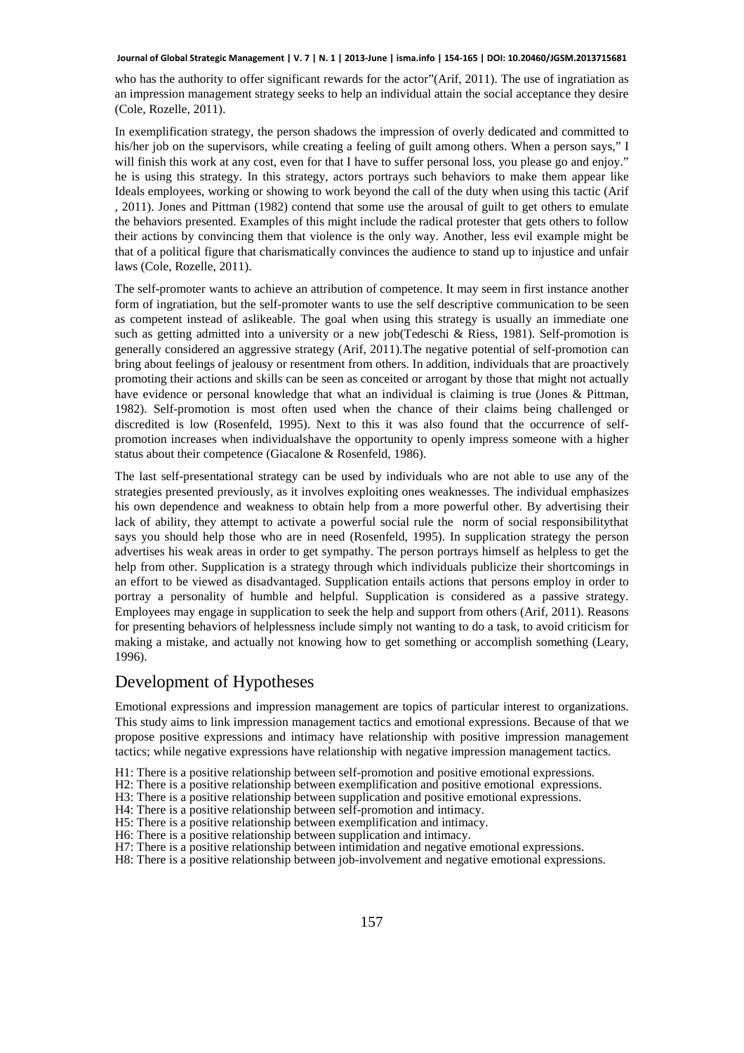who has the authority to offer significant rewards for the actor"(Arif, 2011). The use of ingratiation as an impression management strategy seeks to help an individual attain the social acceptance they desire (Cole, Rozelle, 2011).

In exemplification strategy, the person shadows the impression of overly dedicated and committed to his/her job on the supervisors, while creating a feeling of guilt among others. When a person says," I will finish this work at any cost, even for that I have to suffer personal loss, you please go and enjoy." he is using this strategy. In this strategy, actors portrays such behaviors to make them appear like Ideals employees, working or showing to work beyond the call of the duty when using this tactic (Arif , 2011). Jones and Pittman (1982) contend that some use the arousal of guilt to get others to emulate the behaviors presented. Examples of this might include the radical protester that gets others to follow their actions by convincing them that violence is the only way. Another, less evil example might be that of a political figure that charismatically convinces the audience to stand up to injustice and unfair laws (Cole, Rozelle, 2011).

The self-promoter wants to achieve an attribution of competence. It may seem in first instance another form of ingratiation, but the self-promoter wants to use the self descriptive communication to be seen as competent instead of aslikeable. The goal when using this strategy is usually an immediate one such as getting admitted into a university or a new job(Tedeschi & Riess, 1981). Self-promotion is generally considered an aggressive strategy (Arif, 2011).The negative potential of self-promotion can bring about feelings of jealousy or resentment from others. In addition, individuals that are proactively promoting their actions and skills can be seen as conceited or arrogant by those that might not actually have evidence or personal knowledge that what an individual is claiming is true (Jones & Pittman, 1982). Self-promotion is most often used when the chance of their claims being challenged or discredited is low (Rosenfeld, 1995). Next to this it was also found that the occurrence of self-promotion increases when individualshave the opportunity to openly impress someone with a higher status about their competence (Giacalone & Rosenfeld, 1986).

The last self-presentational strategy can be used by individuals who are not able to use any of the strategies presented previously, as it involves exploiting ones weaknesses. The individual emphasizes his own dependence and weakness to obtain help from a more powerful other. By advertising their lack of ability, they attempt to activate a powerful social rule the norm of social responsibilitythat says you should help those who are in need (Rosenfeld, 1995). In supplication strategy the person advertises his weak areas in order to get sympathy. The person portrays himself as helpless to get the help from other. Supplication is a strategy through which individuals publicize their shortcomings in an effort to be viewed as disadvantaged. Supplication entails actions that persons employ in order to portray a personality of humble and helpful. Supplication is considered as a passive strategy. Employees may engage in supplication to seek the help and support from others (Arif, 2011). Reasons for presenting behaviors of helplessness include simply not wanting to do a task, to avoid criticism for making a mistake, and actually not knowing how to get something or accomplish something (Leary, 1996).

# Development of Hypotheses

Emotional expressions and impression management are topics of particular interest to organizations. This study aims to link impression management tactics and emotional expressions. Because of that we propose positive expressions and intimacy have relationship with positive impression management tactics; while negative expressions have relationship with negative impression management tactics.

H1: There is a positive relationship between self-promotion and positive emotional expressions.
H2: There is a positive relationship between exemplification and positive emotional expressions.
H3: There is a positive relationship between supplication and positive emotional expressions.
H4: There is a positive relationship between self-promotion and intimacy.
H5: There is a positive relationship between exemplification and intimacy.
H6: There is a positive relationship between supplication and intimacy.
H7: There is a positive relationship between intimidation and negative emotional expressions.
H8: There is a positive relationship between job-involvement and negative emotional expressions.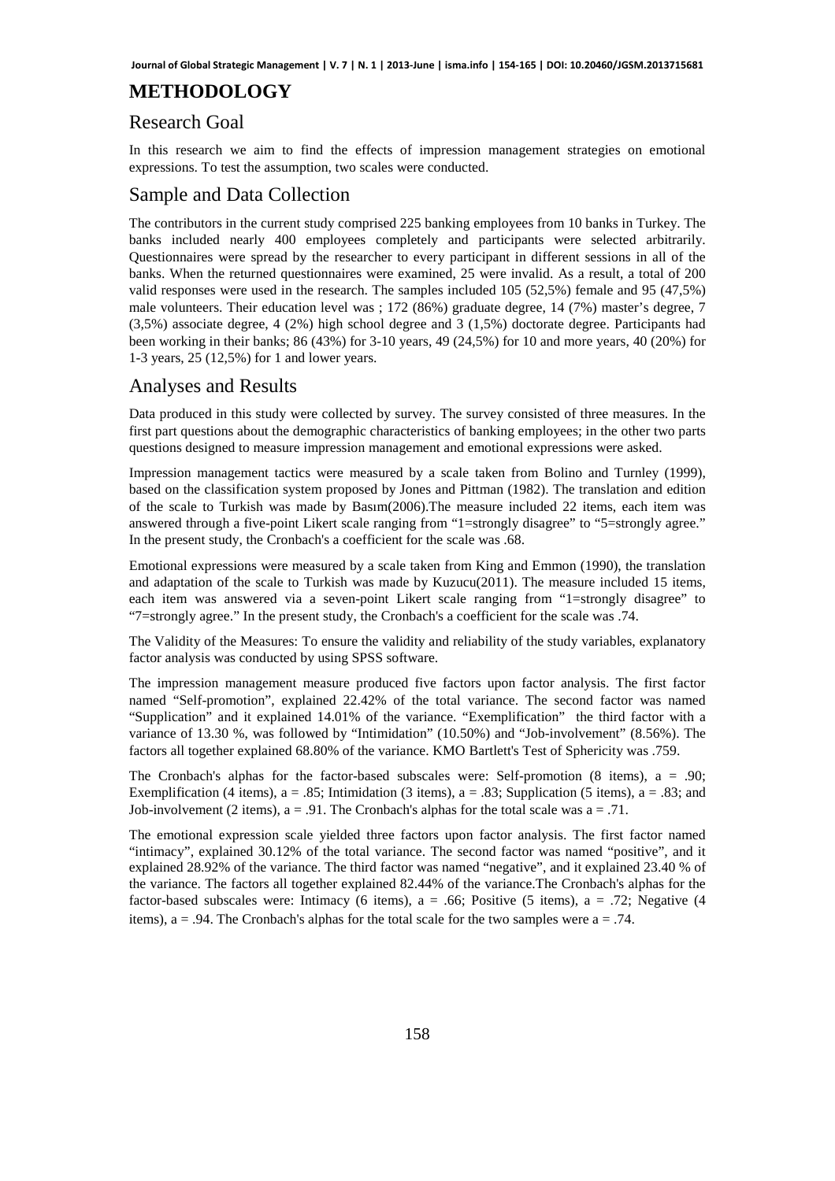# METHODOLOGY

## Research Goal

In this research we aim to find the effects of impression management strategies on emotional expressions. To test the assumption, two scales were conducted.

## Sample and Data Collection

The contributors in the current study comprised 225 banking employees from 10 banks in Turkey. The banks included nearly 400 employees completely and participants were selected arbitrarily. Questionnaires were spread by the researcher to every participant in different sessions in all of the banks. When the returned questionnaires were examined, 25 were invalid. As a result, a total of 200 valid responses were used in the research. The samples included 105 (52,5%) female and 95 (47,5%) male volunteers. Their education level was ; 172 (86%) graduate degree, 14 (7%) master's degree, 7 (3,5%) associate degree, 4 (2%) high school degree and 3 (1,5%) doctorate degree. Participants had been working in their banks; 86 (43%) for 3-10 years, 49 (24,5%) for 10 and more years, 40 (20%) for 1-3 years, 25 (12,5%) for 1 and lower years.

## Analyses and Results

Data produced in this study were collected by survey. The survey consisted of three measures. In the first part questions about the demographic characteristics of banking employees; in the other two parts questions designed to measure impression management and emotional expressions were asked.

Impression management tactics were measured by a scale taken from Bolino and Turnley (1999), based on the classification system proposed by Jones and Pittman (1982). The translation and edition of the scale to Turkish was made by Basım(2006).The measure included 22 items, each item was answered through a five-point Likert scale ranging from "1=strongly disagree" to "5=strongly agree." In the present study, the Cronbach's a coefficient for the scale was .68.

Emotional expressions were measured by a scale taken from King and Emmon (1990), the translation and adaptation of the scale to Turkish was made by Kuzucu(2011). The measure included 15 items, each item was answered via a seven-point Likert scale ranging from "1=strongly disagree" to "7=strongly agree." In the present study, the Cronbach's a coefficient for the scale was .74.

The Validity of the Measures: To ensure the validity and reliability of the study variables, explanatory factor analysis was conducted by using SPSS software.

The impression management measure produced five factors upon factor analysis. The first factor named "Self-promotion", explained 22.42% of the total variance. The second factor was named "Supplication" and it explained 14.01% of the variance. "Exemplification" the third factor with a variance of 13.30 %, was followed by "Intimidation" (10.50%) and "Job-involvement" (8.56%). The factors all together explained 68.80% of the variance. KMO Bartlett's Test of Sphericity was .759.

The Cronbach's alphas for the factor-based subscales were: Self-promotion (8 items), a = .90; Exemplification (4 items), a = .85; Intimidation (3 items), a = .83; Supplication (5 items), a = .83; and Job-involvement (2 items), a = .91. The Cronbach's alphas for the total scale was a = .71.

The emotional expression scale yielded three factors upon factor analysis. The first factor named "intimacy", explained 30.12% of the total variance. The second factor was named "positive", and it explained 28.92% of the variance. The third factor was named "negative", and it explained 23.40 % of the variance. The factors all together explained 82.44% of the variance.The Cronbach's alphas for the factor-based subscales were: Intimacy (6 items), a = .66; Positive (5 items), a = .72; Negative (4 items), a = .94. The Cronbach's alphas for the total scale for the two samples were a = .74.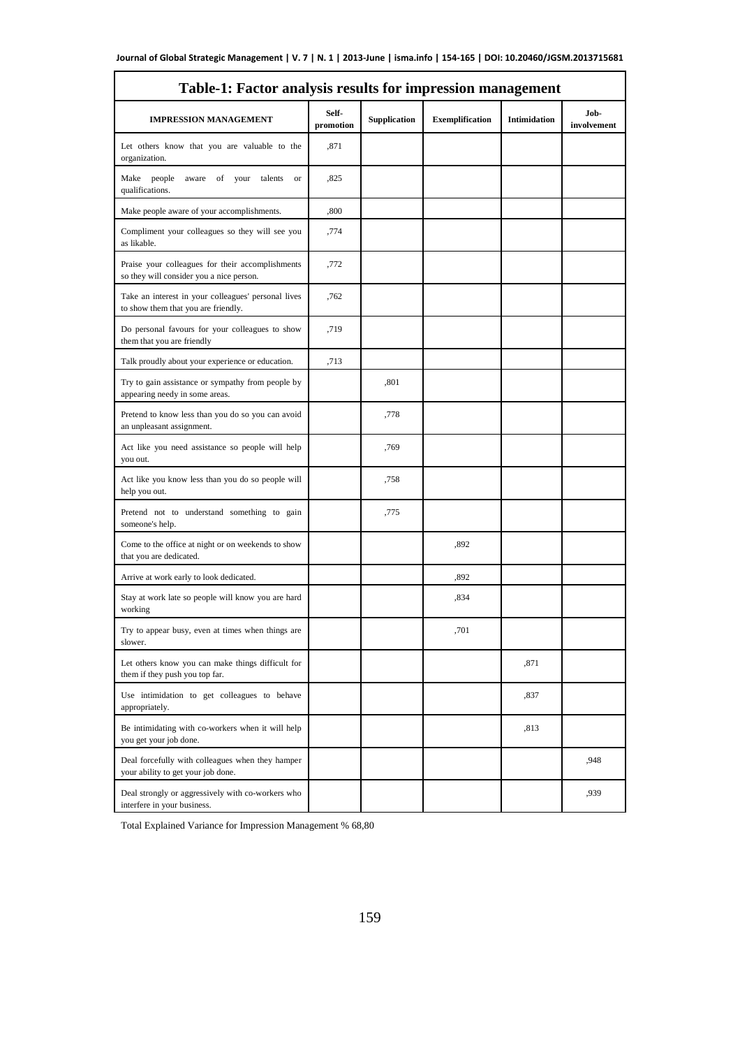# Table-1: Factor analysis results for impression management

| IMPRESSION MANAGEMENT | Self-promotion | Supplication | Exemplification | Intimidation | Job-involvement |
|---|---|---|---|---|---|
| Let others know that you are valuable to the organization. | ,871 | | | | |
| Make people aware of your talents or qualifications. | ,825 | | | | |
| Make people aware of your accomplishments. | ,800 | | | | |
| Compliment your colleagues so they will see you as likable. | ,774 | | | | |
| Praise your colleagues for their accomplishments so they will consider you a nice person. | ,772 | | | | |
| Take an interest in your colleagues' personal lives to show them that you are friendly. | ,762 | | | | |
| Do personal favours for your colleagues to show them that you are friendly | ,719 | | | | |
| Talk proudly about your experience or education. | ,713 | | | | |
| Try to gain assistance or sympathy from people by appearing needy in some areas. | | ,801 | | | |
| Pretend to know less than you do so you can avoid an unpleasant assignment. | | ,778 | | | |
| Act like you need assistance so people will help you out. | | ,769 | | | |
| Act like you know less than you do so people will help you out. | | ,758 | | | |
| Pretend not to understand something to gain someone's help. | | ,775 | | | |
| Come to the office at night or on weekends to show that you are dedicated. | | | ,892 | | |
| Arrive at work early to look dedicated. | | | ,892 | | |
| Stay at work late so people will know you are hard working | | | ,834 | | |
| Try to appear busy, even at times when things are slower. | | | ,701 | | |
| Let others know you can make things difficult for them if they push you top far. | | | | ,871 | |
| Use intimidation to get colleagues to behave appropriately. | | | | ,837 | |
| Be intimidating with co-workers when it will help you get your job done. | | | | ,813 | |
| Deal forcefully with colleagues when they hamper your ability to get your job done. | | | | | ,948 |
| Deal strongly or aggressively with co-workers who interfere in your business. | | | | | ,939 |

Total Explained Variance for Impression Management % 68,80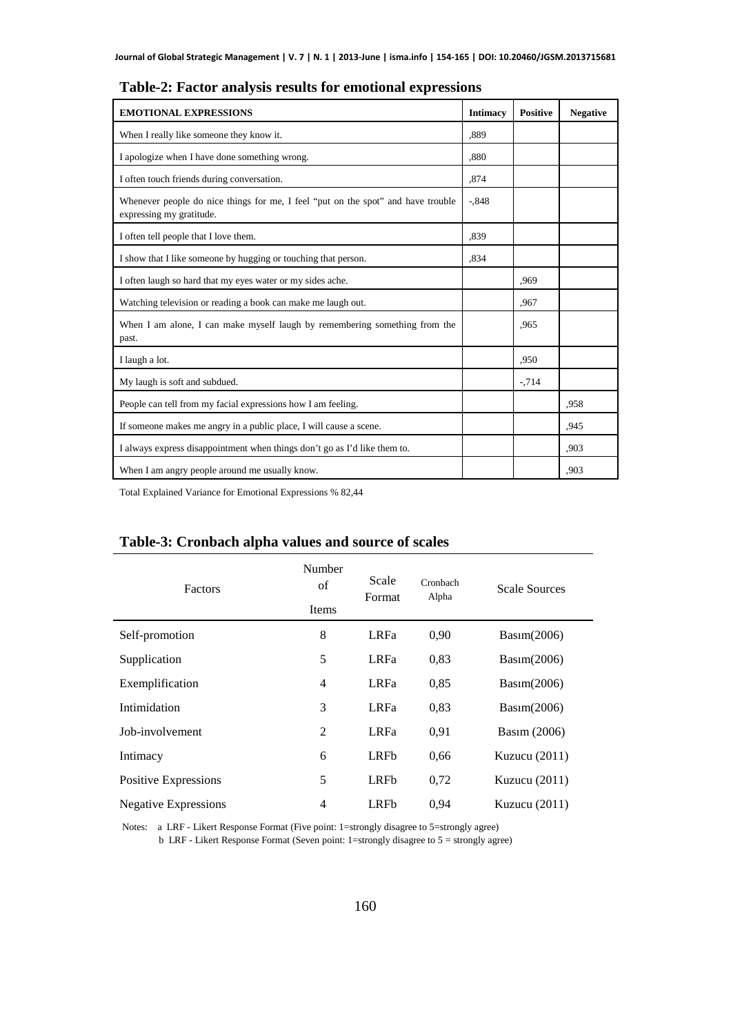**Table-2: Factor analysis results for emotional expressions**

| EMOTIONAL EXPRESSIONS | Intimacy | Positive | Negative |
|---|---|---|---|
| When I really like someone they know it. | ,889 | | |
| I apologize when I have done something wrong. | ,880 | | |
| I often touch friends during conversation. | ,874 | | |
| Whenever people do nice things for me, I feel "put on the spot" and have trouble expressing my gratitude. | -,848 | | |
| I often tell people that I love them. | ,839 | | |
| I show that I like someone by hugging or touching that person. | ,834 | | |
| I often laugh so hard that my eyes water or my sides ache. | | ,969 | |
| Watching television or reading a book can make me laugh out. | | ,967 | |
| When I am alone, I can make myself laugh by remembering something from the past. | | ,965 | |
| I laugh a lot. | | ,950 | |
| My laugh is soft and subdued. | | -,714 | |
| People can tell from my facial expressions how I am feeling. | | | ,958 |
| If someone makes me angry in a public place, I will cause a scene. | | | ,945 |
| I always express disappointment when things don't go as I'd like them to. | | | ,903 |
| When I am angry people around me usually know. | | | ,903 |

Total Explained Variance for Emotional Expressions % 82,44

**Table-3: Cronbach alpha values and source of scales**

| Factors | Number of Items | Scale Format | Cronbach Alpha | Scale Sources |
|---|---|---|---|---|
| Self-promotion | 8 | LRFa | 0,90 | Basım(2006) |
| Supplication | 5 | LRFa | 0,83 | Basım(2006) |
| Exemplification | 4 | LRFa | 0,85 | Basım(2006) |
| Intimidation | 3 | LRFa | 0,83 | Basım(2006) |
| Job-involvement | 2 | LRFa | 0,91 | Basım (2006) |
| Intimacy | 6 | LRFb | 0,66 | Kuzucu (2011) |
| Positive Expressions | 5 | LRFb | 0,72 | Kuzucu (2011) |
| Negative Expressions | 4 | LRFb | 0,94 | Kuzucu (2011) |

Notes: a LRF - Likert Response Format (Five point: 1=strongly disagree to 5=strongly agree)
b LRF - Likert Response Format (Seven point: 1=strongly disagree to 5 = strongly agree)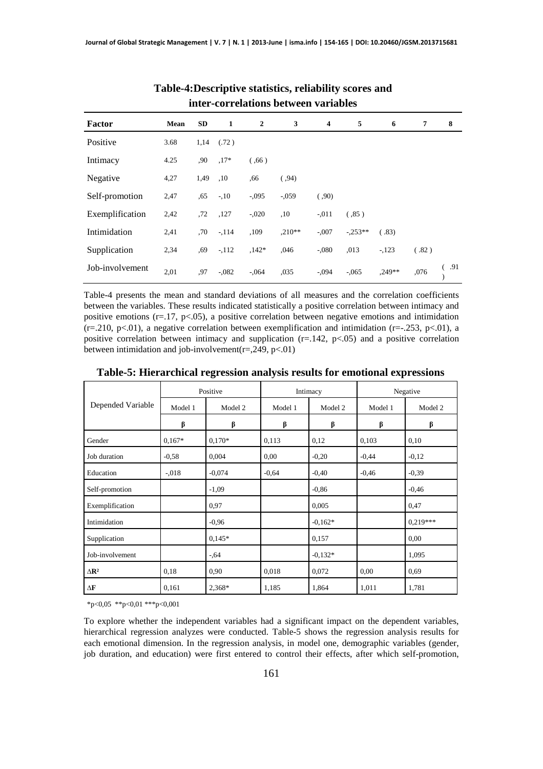**Table-4: Descriptive statistics, reliability scores and inter-correlations between variables**

| Factor | Mean | SD | 1 | 2 | 3 | 4 | 5 | 6 | 7 | 8 |
|---|---|---|---|---|---|---|---|---|---|---|
| Positive | 3.68 | 1,14 | (.72 ) | | | | | | | |
| Intimacy | 4.25 | ,90 | ,17* | ( ,66 ) | | | | | | |
| Negative | 4,27 | 1,49 | ,10 | ,66 | ( ,94) | | | | | |
| Self-promotion | 2,47 | ,65 | -,10 | -,095 | -,059 | ( ,90) | | | | |
| Exemplification | 2,42 | ,72 | ,127 | -,020 | ,10 | -,011 | ( ,85 ) | | | |
| Intimidation | 2,41 | ,70 | -,114 | ,109 | ,210** | -,007 | -,253** | ( .83) | | |
| Supplication | 2,34 | ,69 | -,112 | ,142* | ,046 | -,080 | ,013 | -,123 | ( .82 ) | |
| Job-involvement | 2,01 | ,97 | -,082 | -,064 | ,035 | -,094 | -,065 | ,249** | ,076 | ( .91 ) |

Table-4 presents the mean and standard deviations of all measures and the correlation coefficients between the variables. These results indicated statistically a positive correlation between intimacy and positive emotions (r=.17, p<.05), a positive correlation between negative emotions and intimidation (r=.210, p<.01), a negative correlation between exemplification and intimidation (r=-.253, p<.01), a positive correlation between intimacy and supplication (r=.142, p<.05) and a positive correlation between intimidation and job-involvement(r=,249, p<.01)

**Table-5: Hierarchical regression analysis results for emotional expressions**

| Depended Variable | Positive | | Intimacy | | Negative | |
|---|---|---|---|---|---|---|
| | Model 1 | Model 2 | Model 1 | Model 2 | Model 1 | Model 2 |
| | β | β | β | β | β | β |
| Gender | 0,167* | 0,170* | 0,113 | 0,12 | 0,103 | 0,10 |
| Job duration | -0,58 | 0,004 | 0,00 | -0,20 | -0,44 | -0,12 |
| Education | -,018 | -0,074 | -0,64 | -0,40 | -0,46 | -0,39 |
| Self-promotion | | -1,09 | | -0,86 | | -0,46 |
| Exemplification | | 0,97 | | 0,005 | | 0,47 |
| Intimidation | | -0,96 | | -0,162* | | 0,219*** |
| Supplication | | 0,145* | | 0,157 | | 0,00 |
| Job-involvement | | -,64 | | -0,132* | | 1,095 |
| $\Delta R^2$ | 0,18 | 0,90 | 0,018 | 0,072 | 0,00 | 0,69 |
| $\Delta F$ | 0,161 | 2,368* | 1,185 | 1,864 | 1,011 | 1,781 |

*p<0,05 **p<0,01 ***p<0,001

To explore whether the independent variables had a significant impact on the dependent variables, hierarchical regression analyzes were conducted. Table-5 shows the regression analysis results for each emotional dimension. In the regression analysis, in model one, demographic variables (gender, job duration, and education) were first entered to control their effects, after which self-promotion,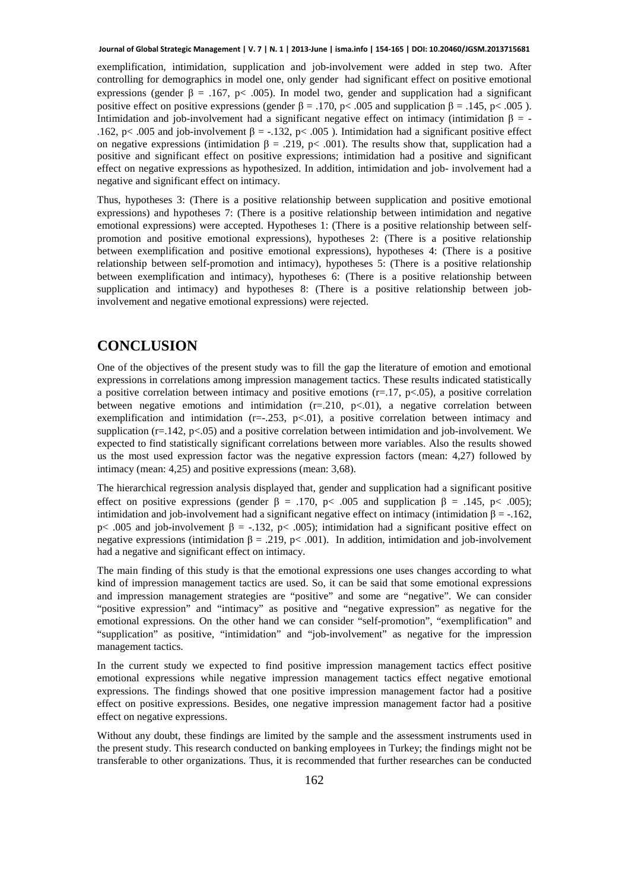exemplification, intimidation, supplication and job-involvement were added in step two. After controlling for demographics in model one, only gender had significant effect on positive emotional expressions (gender $\beta$ = .167, $p<$ .005). In model two, gender and supplication had a significant positive effect on positive expressions (gender $\beta$ = .170, $p<$ .005 and supplication $\beta$ = .145, $p<$ .005 ). Intimidation and job-involvement had a significant negative effect on intimacy (intimidation $\beta$ = -.162, $p<$ .005 and job-involvement $\beta$ = -.132, $p<$ .005 ). Intimidation had a significant positive effect on negative expressions (intimidation $\beta$ = .219, $p<$ .001). The results show that, supplication had a positive and significant effect on positive expressions; intimidation had a positive and significant effect on negative expressions as hypothesized. In addition, intimidation and job- involvement had a negative and significant effect on intimacy.

Thus, hypotheses 3: (There is a positive relationship between supplication and positive emotional expressions) and hypotheses 7: (There is a positive relationship between intimidation and negative emotional expressions) were accepted. Hypotheses 1: (There is a positive relationship between self-promotion and positive emotional expressions), hypotheses 2: (There is a positive relationship between exemplification and positive emotional expressions), hypotheses 4: (There is a positive relationship between self-promotion and intimacy), hypotheses 5: (There is a positive relationship between exemplification and intimacy), hypotheses 6: (There is a positive relationship between supplication and intimacy) and hypotheses 8: (There is a positive relationship between job-involvement and negative emotional expressions) were rejected.

## CONCLUSION

One of the objectives of the present study was to fill the gap the literature of emotion and emotional expressions in correlations among impression management tactics. These results indicated statistically a positive correlation between intimacy and positive emotions ($r$=.17, $p$<.05), a positive correlation between negative emotions and intimidation ($r$=.210, $p$<.01), a negative correlation between exemplification and intimidation ($r$=-.253, $p$<.01), a positive correlation between intimacy and supplication ($r$=.142, $p$<.05) and a positive correlation between intimidation and job-involvement. We expected to find statistically significant correlations between more variables. Also the results showed us the most used expression factor was the negative expression factors (mean: 4,27) followed by intimacy (mean: 4,25) and positive expressions (mean: 3,68).

The hierarchical regression analysis displayed that, gender and supplication had a significant positive effect on positive expressions (gender $\beta$ = .170, $p<$ .005 and supplication $\beta$ = .145, $p<$ .005); intimidation and job-involvement had a significant negative effect on intimacy (intimidation $\beta$ = -.162, $p<$ .005 and job-involvement $\beta$ = -.132, $p<$ .005); intimidation had a significant positive effect on negative expressions (intimidation $\beta$ = .219, $p<$ .001). In addition, intimidation and job-involvement had a negative and significant effect on intimacy.

The main finding of this study is that the emotional expressions one uses changes according to what kind of impression management tactics are used. So, it can be said that some emotional expressions and impression management strategies are "positive" and some are "negative". We can consider "positive expression" and "intimacy" as positive and "negative expression" as negative for the emotional expressions. On the other hand we can consider "self-promotion", "exemplification" and "supplication" as positive, "intimidation" and "job-involvement" as negative for the impression management tactics.

In the current study we expected to find positive impression management tactics effect positive emotional expressions while negative impression management tactics effect negative emotional expressions. The findings showed that one positive impression management factor had a positive effect on positive expressions. Besides, one negative impression management factor had a positive effect on negative expressions.

Without any doubt, these findings are limited by the sample and the assessment instruments used in the present study. This research conducted on banking employees in Turkey; the findings might not be transferable to other organizations. Thus, it is recommended that further researches can be conducted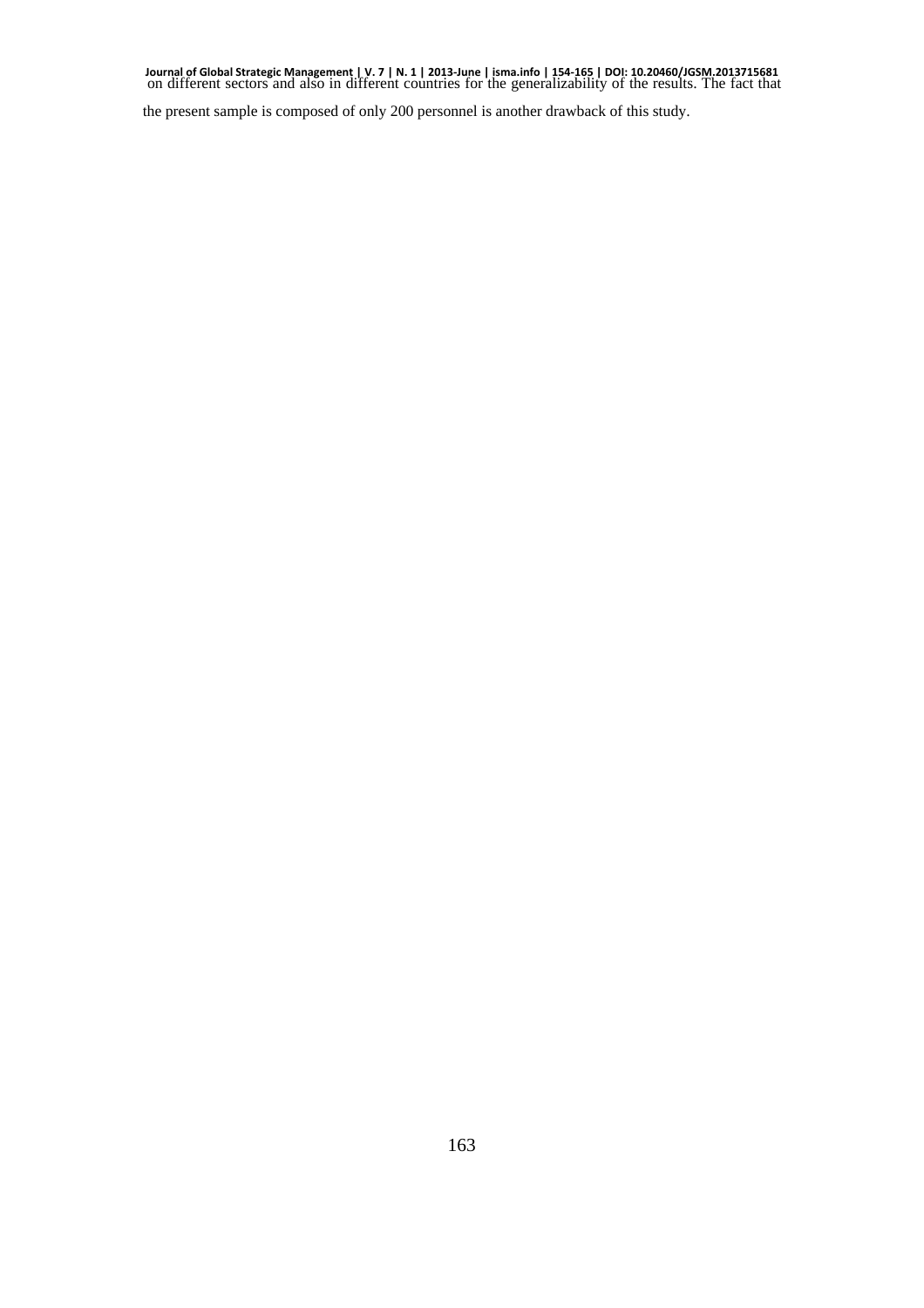on different sectors and also in different countries for the generalizability of the results. The fact that the present sample is composed of only 200 personnel is another drawback of this study.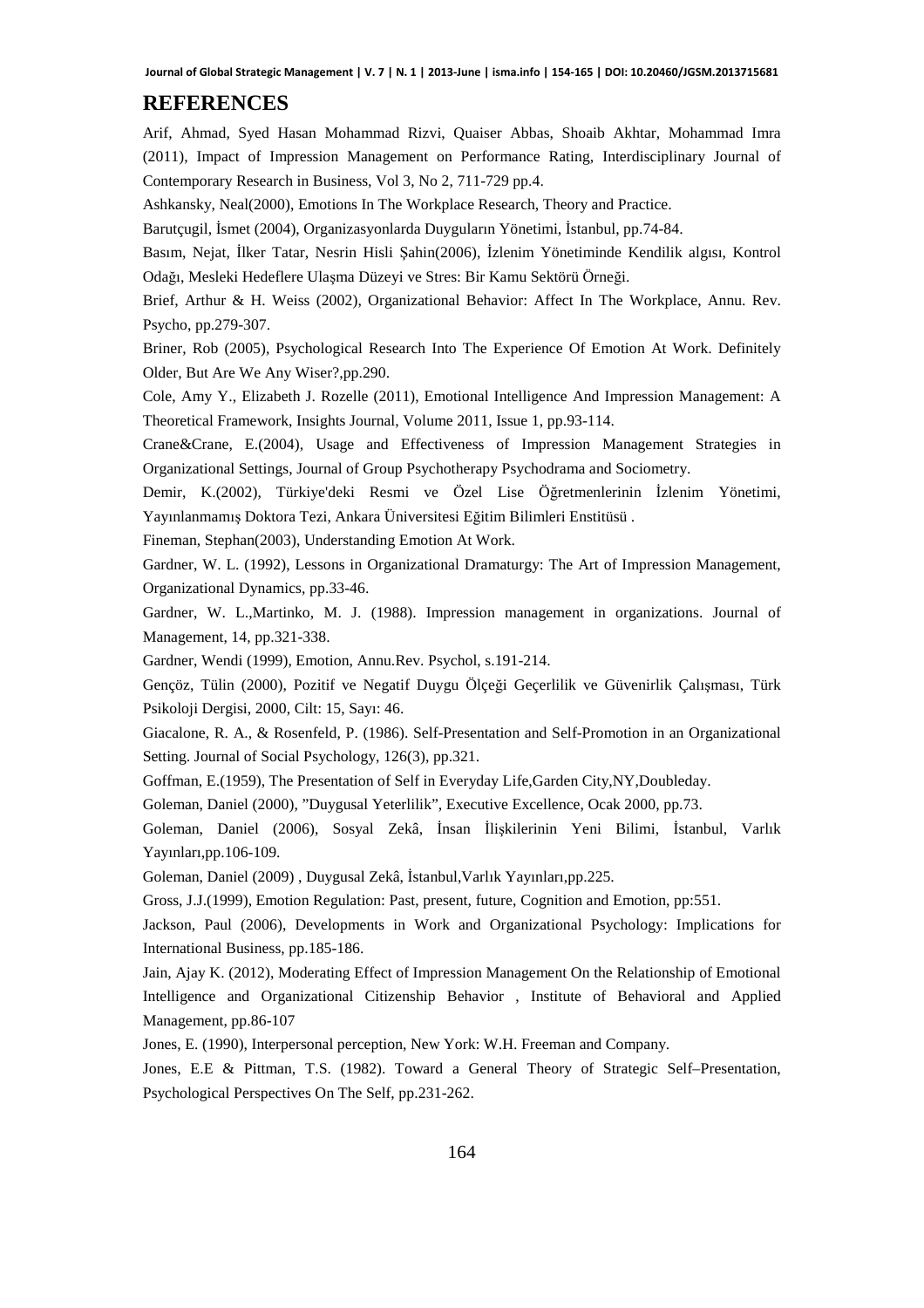## REFERENCES

Arif, Ahmad, Syed Hasan Mohammad Rizvi, Quaiser Abbas, Shoaib Akhtar, Mohammad Imra (2011), Impact of Impression Management on Performance Rating, Interdisciplinary Journal of Contemporary Research in Business, Vol 3, No 2, 711-729 pp.4.

Ashkansky, Neal(2000), Emotions In The Workplace Research, Theory and Practice.

Barutçugil, İsmet (2004), Organizasyonlarda Duyguların Yönetimi, İstanbul, pp.74-84.

Basım, Nejat, İlker Tatar, Nesrin Hisli Şahin(2006), İzlenim Yönetiminde Kendilik algısı, Kontrol Odağı, Mesleki Hedeflere Ulaşma Düzeyi ve Stres: Bir Kamu Sektörü Örneği.

Brief, Arthur & H. Weiss (2002), Organizational Behavior: Affect In The Workplace, Annu. Rev. Psycho, pp.279-307.

Briner, Rob (2005), Psychological Research Into The Experience Of Emotion At Work. Definitely Older, But Are We Any Wiser?,pp.290.

Cole, Amy Y., Elizabeth J. Rozelle (2011), Emotional Intelligence And Impression Management: A Theoretical Framework, Insights Journal, Volume 2011, Issue 1, pp.93-114.

Crane&Crane, E.(2004), Usage and Effectiveness of Impression Management Strategies in Organizational Settings, Journal of Group Psychotherapy Psychodrama and Sociometry.

Demir, K.(2002), Türkiye'deki Resmi ve Özel Lise Öğretmenlerinin İzlenim Yönetimi, Yayınlanmamış Doktora Tezi, Ankara Üniversitesi Eğitim Bilimleri Enstitüsü .

Fineman, Stephan(2003), Understanding Emotion At Work.

Gardner, W. L. (1992), Lessons in Organizational Dramaturgy: The Art of Impression Management, Organizational Dynamics, pp.33-46.

Gardner, W. L.,Martinko, M. J. (1988). Impression management in organizations. Journal of Management, 14, pp.321-338.

Gardner, Wendi (1999), Emotion, Annu.Rev. Psychol, s.191-214.

Gençöz, Tülin (2000), Pozitif ve Negatif Duygu Ölçeği Geçerlilik ve Güvenirlik Çalışması, Türk Psikoloji Dergisi, 2000, Cilt: 15, Sayı: 46.

Giacalone, R. A., & Rosenfeld, P. (1986). Self-Presentation and Self-Promotion in an Organizational Setting. Journal of Social Psychology, 126(3), pp.321.

Goffman, E.(1959), The Presentation of Self in Everyday Life,Garden City,NY,Doubleday.

Goleman, Daniel (2000), "Duygusal Yeterlilik", Executive Excellence, Ocak 2000, pp.73.

Goleman, Daniel (2006), Sosyal Zekâ, İnsan İlişkilerinin Yeni Bilimi, İstanbul, Varlık Yayınları,pp.106-109.

Goleman, Daniel (2009) , Duygusal Zekâ, İstanbul,Varlık Yayınları,pp.225.

Gross, J.J.(1999), Emotion Regulation: Past, present, future, Cognition and Emotion, pp:551.

Jackson, Paul (2006), Developments in Work and Organizational Psychology: Implications for International Business, pp.185-186.

Jain, Ajay K. (2012), Moderating Effect of Impression Management On the Relationship of Emotional Intelligence and Organizational Citizenship Behavior , Institute of Behavioral and Applied Management, pp.86-107

Jones, E. (1990), Interpersonal perception, New York: W.H. Freeman and Company.

Jones, E.E & Pittman, T.S. (1982). Toward a General Theory of Strategic Self–Presentation, Psychological Perspectives On The Self, pp.231-262.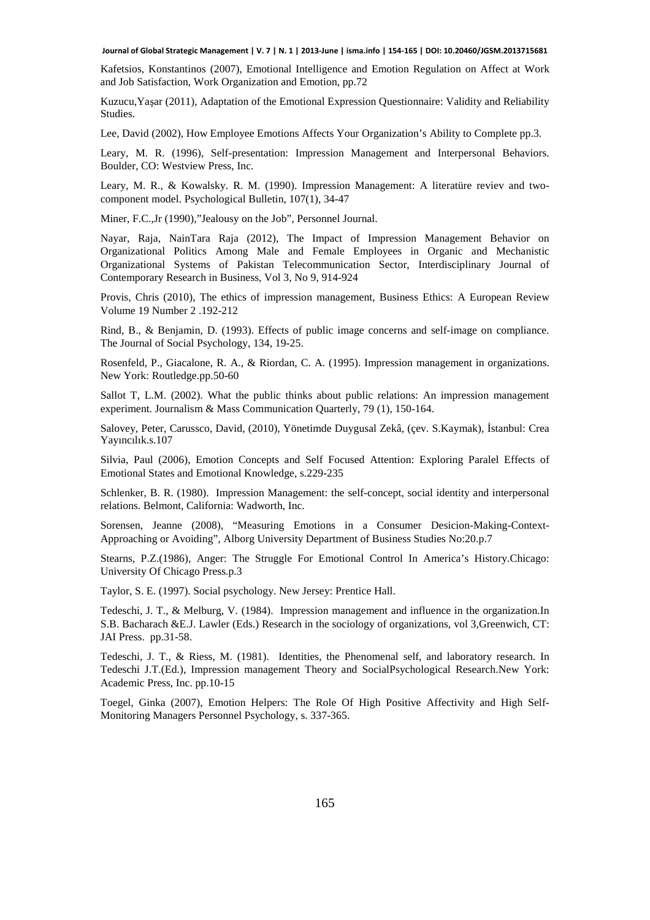Kafetsios, Konstantinos (2007), Emotional Intelligence and Emotion Regulation on Affect at Work and Job Satisfaction, Work Organization and Emotion, pp.72

Kuzucu,Yaşar (2011), Adaptation of the Emotional Expression Questionnaire: Validity and Reliability Studies.

Lee, David (2002), How Employee Emotions Affects Your Organization's Ability to Complete pp.3.

Leary, M. R. (1996), Self-presentation: Impression Management and Interpersonal Behaviors. Boulder, CO: Westview Press, Inc.

Leary, M. R., & Kowalsky. R. M. (1990). Impression Management: A literatüre reviev and two-component model. Psychological Bulletin, 107(1), 34-47

Miner, F.C.,Jr (1990),"Jealousy on the Job", Personnel Journal.

Nayar, Raja, NainTara Raja (2012), The Impact of Impression Management Behavior on Organizational Politics Among Male and Female Employees in Organic and Mechanistic Organizational Systems of Pakistan Telecommunication Sector, Interdisciplinary Journal of Contemporary Research in Business, Vol 3, No 9, 914-924

Provis, Chris (2010), The ethics of impression management, Business Ethics: A European Review Volume 19 Number 2 .192-212

Rind, B., & Benjamin, D. (1993). Effects of public image concerns and self-image on compliance. The Journal of Social Psychology, 134, 19-25.

Rosenfeld, P., Giacalone, R. A., & Riordan, C. A. (1995). Impression management in organizations. New York: Routledge.pp.50-60

Sallot T, L.M. (2002). What the public thinks about public relations: An impression management experiment. Journalism & Mass Communication Quarterly, 79 (1), 150-164.

Salovey, Peter, Carussco, David, (2010), Yönetimde Duygusal Zekâ, (çev. S.Kaymak), İstanbul: Crea Yayıncılık.s.107

Silvia, Paul (2006), Emotion Concepts and Self Focused Attention: Exploring Paralel Effects of Emotional States and Emotional Knowledge, s.229-235

Schlenker, B. R. (1980). Impression Management: the self-concept, social identity and interpersonal relations. Belmont, California: Wadworth, Inc.

Sorensen, Jeanne (2008), "Measuring Emotions in a Consumer Desicion-Making-Context-Approaching or Avoiding", Alborg University Department of Business Studies No:20.p.7

Stearns, P.Z.(1986), Anger: The Struggle For Emotional Control In America's History.Chicago: University Of Chicago Press.p.3

Taylor, S. E. (1997). Social psychology. New Jersey: Prentice Hall.

Tedeschi, J. T., & Melburg, V. (1984). Impression management and influence in the organization.In S.B. Bacharach &E.J. Lawler (Eds.) Research in the sociology of organizations, vol 3,Greenwich, CT: JAI Press. pp.31-58.

Tedeschi, J. T., & Riess, M. (1981). Identities, the Phenomenal self, and laboratory research. In Tedeschi J.T.(Ed.), Impression management Theory and SocialPsychological Research.New York: Academic Press, Inc. pp.10-15

Toegel, Ginka (2007), Emotion Helpers: The Role Of High Positive Affectivity and High Self-Monitoring Managers Personnel Psychology, s. 337-365.